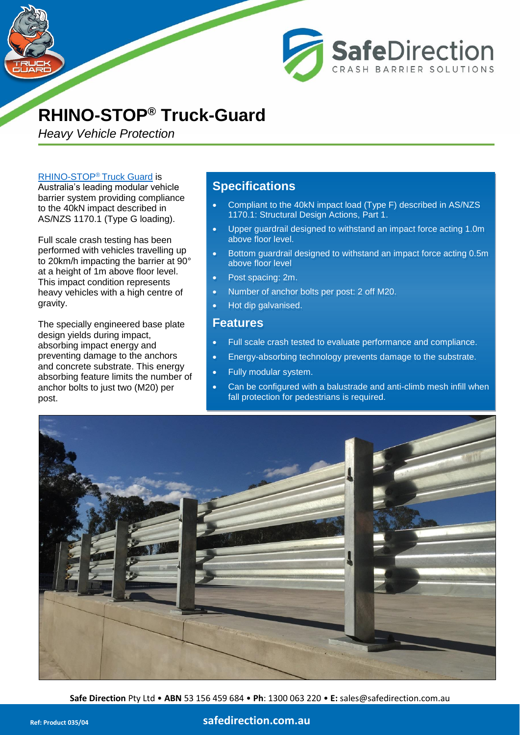# RHINO-STOP® Truck-Guard

*Heavy Vehicle Protection*

RHINO-STOP® Truck Guard is Australia's leading modular vehicle barrier system providing compliance to the 40kN impact described in AS/NZS 1170.1 (Type G loading).

Full scale crash testing has been performed with vehicles travelling up to 20km/h impacting the barrier at 90° at a height of 1m above floor level. This impact condition represents heavy vehicles with a high centre of gravity.

The specially engineered base plate design yields during impact, absorbing impact energy and preventing damage to the anchors and concrete substrate. This energy absorbing feature limits the number of anchor bolts to just two (M20) per post.

## Specifications

- Compliant to the 40kN impact load (Type F) described in AS/NZS 1170.1: Structural Design Actions, Part 1.
- Upper guardrail designed to withstand an impact force acting 1.0m above floor level.
- Bottom guardrail designed to withstand an impact force acting 0.5m above floor level
- Post spacing: 2m.
- Number of anchor bolts per post: 2 off M20.
- Hot dip galvanised.

## Features

- Full scale crash tested to evaluate performance and compliance.
- Energy-absorbing technology prevents damage to the substrate.
- Fully modular system.
- Can be configured with a balustrade and anti-climb mesh infill when fall protection for pedestrians is required.

**Safe Direction** Pty Ltd • **ABN** 53 156 459 684 • **Ph**: 1300 063 220 • **E:** sales@safedirection.com.au

Ref: Product 035/04

**safedirection.com.au**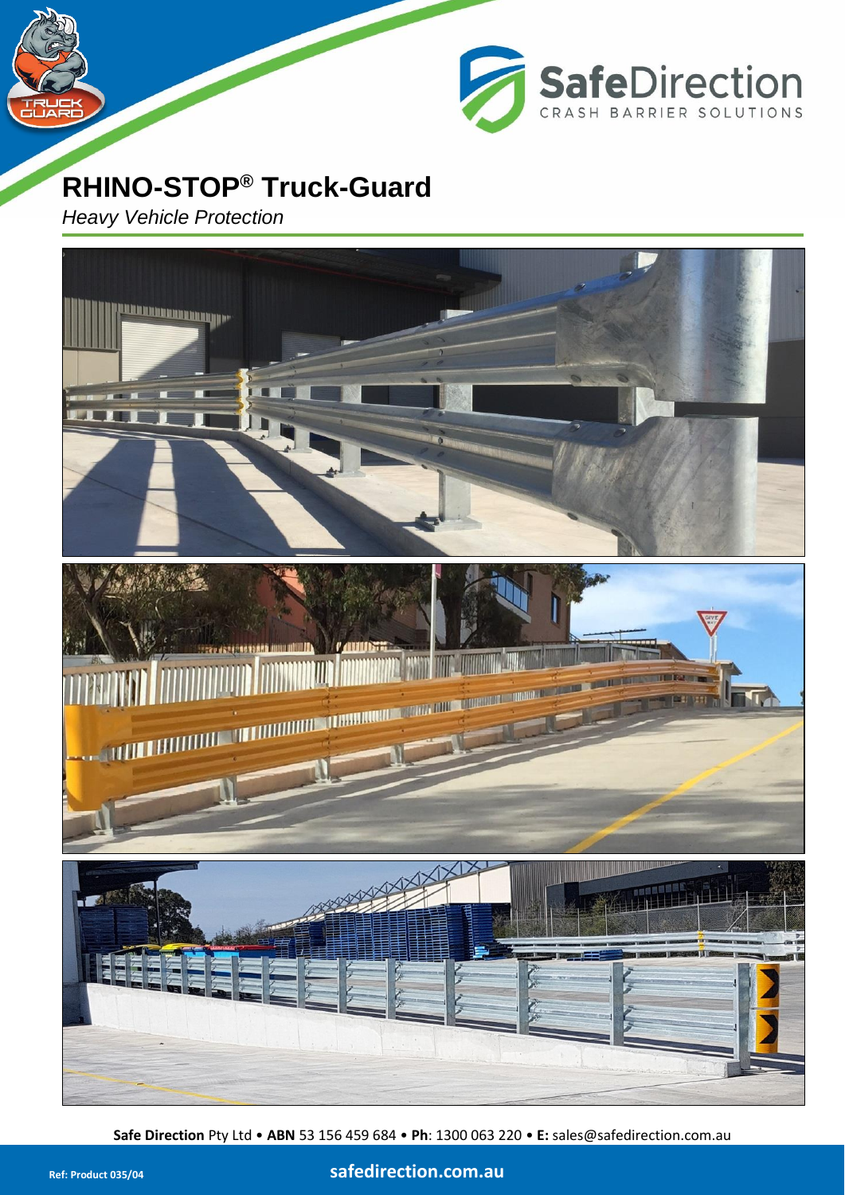# RHINO-STOP® Truck-Guard

*Heavy Vehicle Protection*

**Safe Direction** Pty Ltd • **ABN** 53 156 459 684 • **Ph**: 1300 063 220 • **E:** sales@safedirection.com.au

Ref: Product 035/04

**safedirection.com.au**